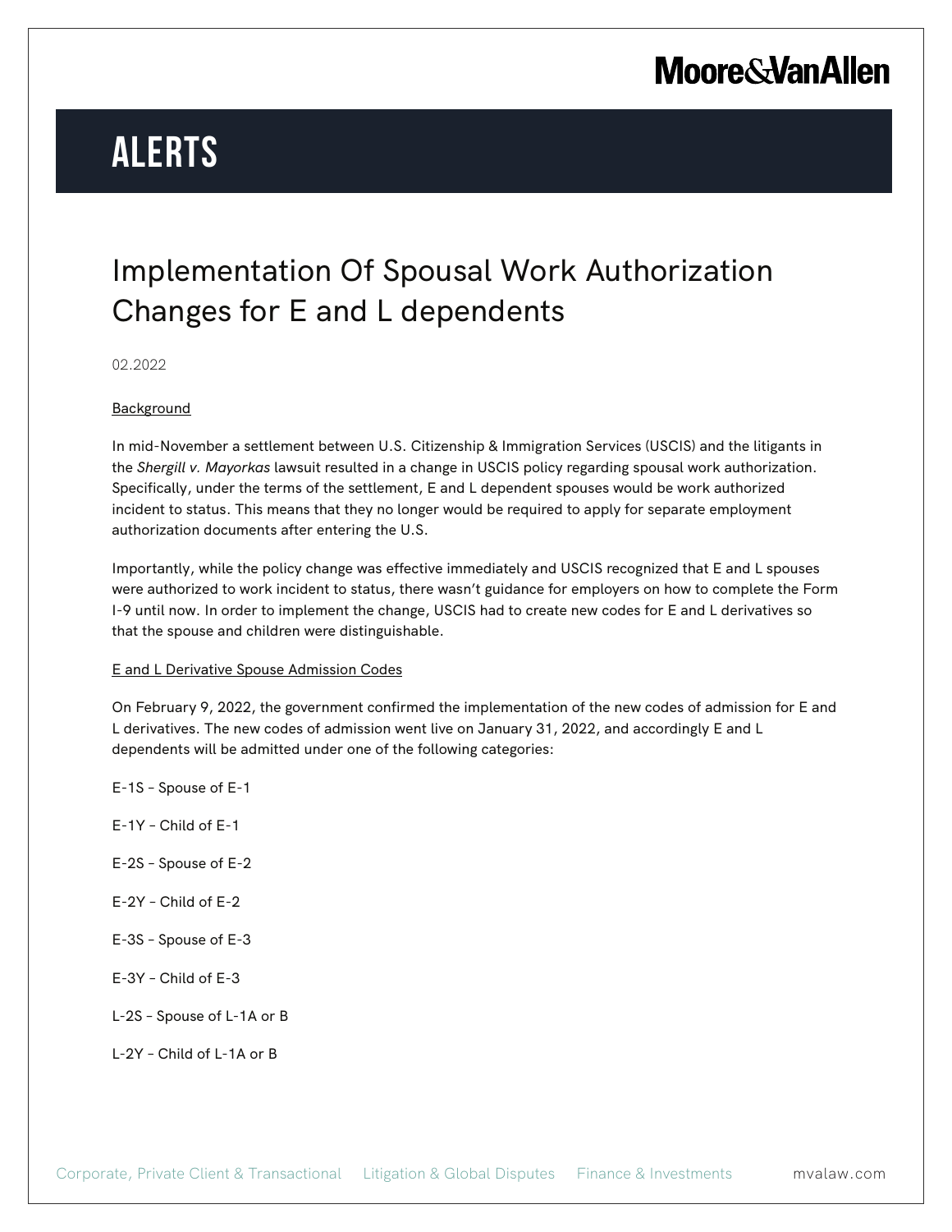# ALERTS

## Implementation Of Spousal Work Authorization Changes for E and L dependents

02.2022

### Background

In mid-November a settlement between U.S. Citizenship & Immigration Services (USCIS) and the litigants in the *Shergill v. Mayorkas* lawsuit resulted in a change in USCIS policy regarding spousal work authorization. Specifically, under the terms of the settlement, E and L dependent spouses would be work authorized incident to status. This means that they no longer would be required to apply for separate employment authorization documents after entering the U.S.

Importantly, while the policy change was effective immediately and USCIS recognized that E and L spouses were authorized to work incident to status, there wasn't guidance for employers on how to complete the Form I-9 until now. In order to implement the change, USCIS had to create new codes for E and L derivatives so that the spouse and children were distinguishable.

### E and L Derivative Spouse Admission Codes

On February 9, 2022, the government confirmed the implementation of the new codes of admission for E and L derivatives. The new codes of admission went live on January 31, 2022, and accordingly E and L dependents will be admitted under one of the following categories:

E-1S – Spouse of E-1

E-1Y – Child of E-1

E-2S – Spouse of E-2

E-2Y – Child of E-2

E-3S – Spouse of E-3

E-3Y – Child of E-3

L-2S – Spouse of L-1A or B

L-2Y – Child of L-1A or B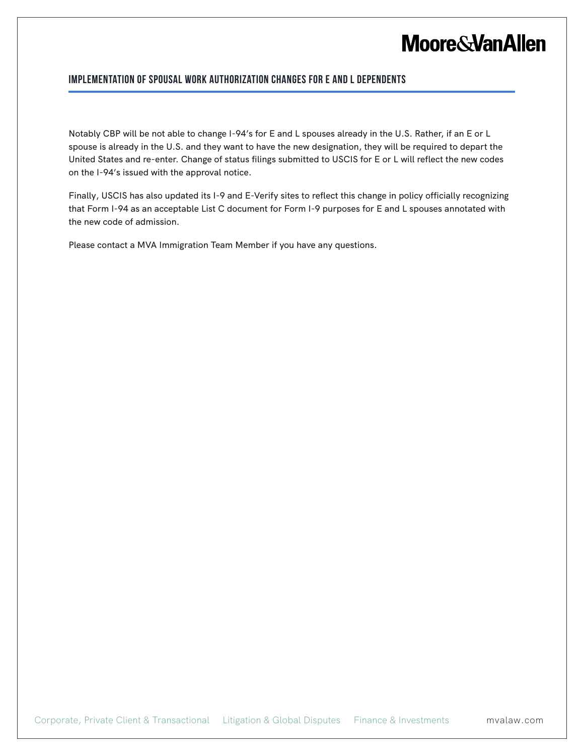## IMPLEMENTATION OF SPOUSAL WORK AUTHORIZATION CHANGES FOR E AND L DEPENDENTS

Notably CBP will be not able to change I-94's for E and L spouses already in the U.S. Rather, if an E or L spouse is already in the U.S. and they want to have the new designation, they will be required to depart the United States and re-enter. Change of status filings submitted to USCIS for E or L will reflect the new codes on the I-94's issued with the approval notice.

Finally, USCIS has also updated its I-9 and E-Verify sites to reflect this change in policy officially recognizing that Form I-94 as an acceptable List C document for Form I-9 purposes for E and L spouses annotated with the new code of admission.

Please contact a MVA Immigration Team Member if you have any questions.